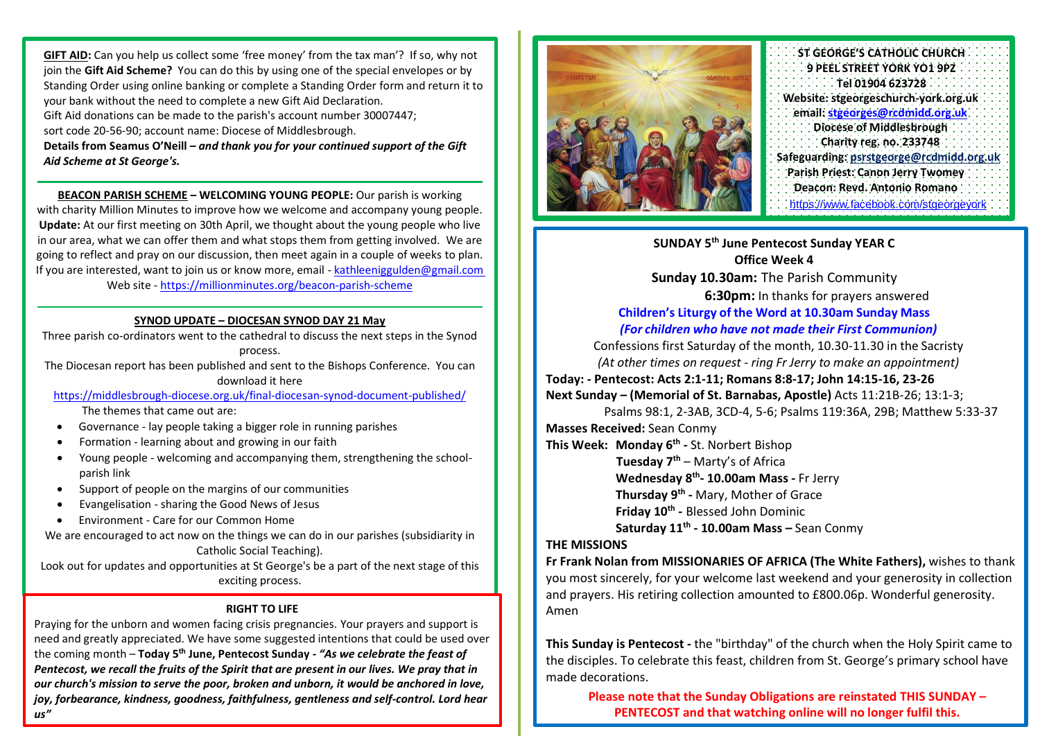**GIFT AID:** Can you help us collect some 'free money' from the tax man'? If so, why not join the **Gift Aid Scheme?** You can do this by using one of the special envelopes or by Standing Order using online banking or complete a Standing Order form and return it to your bank without the need to complete a new Gift Aid Declaration.
Gift Aid donations can be made to the parish's account number 30007447; sort code 20-56-90; account name: Diocese of Middlesbrough.
**Details from Seamus O'Neill –** ***and thank you for your continued support of the Gift Aid Scheme at St George's.***

**BEACON PARISH SCHEME – WELCOMING YOUNG PEOPLE:** Our parish is working with charity Million Minutes to improve how we welcome and accompany young people. **Update:** At our first meeting on 30th April, we thought about the young people who live in our area, what we can offer them and what stops them from getting involved. We are going to reflect and pray on our discussion, then meet again in a couple of weeks to plan. If you are interested, want to join us or know more, email - kathleeniggulden@gmail.com
Web site - https://millionminutes.org/beacon-parish-scheme

**SYNOD UPDATE – DIOCESAN SYNOD DAY 21 May**

Three parish co-ordinators went to the cathedral to discuss the next steps in the Synod process.
The Diocesan report has been published and sent to the Bishops Conference. You can download it here
https://middlesbrough-diocese.org.uk/final-diocesan-synod-document-published/
The themes that came out are:

- Governance - lay people taking a bigger role in running parishes
- Formation - learning about and growing in our faith
- Young people - welcoming and accompanying them, strengthening the school-parish link
- Support of people on the margins of our communities
- Evangelisation - sharing the Good News of Jesus
- Environment - Care for our Common Home

We are encouraged to act now on the things we can do in our parishes (subsidiarity in Catholic Social Teaching).
Look out for updates and opportunities at St George's be a part of the next stage of this exciting process.

**RIGHT TO LIFE**

Praying for the unborn and women facing crisis pregnancies. Your prayers and support is need and greatly appreciated. We have some suggested intentions that could be used over the coming month – **Today 5th June, Pentecost Sunday -** ***"As we celebrate the feast of Pentecost, we recall the fruits of the Spirit that are present in our lives. We pray that in our church's mission to serve the poor, broken and unborn, it would be anchored in love, joy, forbearance, kindness, goodness, faithfulness, gentleness and self-control. Lord hear us"***

**ST GEORGE'S CATHOLIC CHURCH**
**9 PEEL STREET YORK YO1 9PZ**
**Tel 01904 623728**
**Website: stgeorgeschurch-york.org.uk**
**email: stgeorges@rcdmidd.org.uk**
**Diocese of Middlesbrough**
**Charity reg. no. 233748**
**Safeguarding: psrstgeorge@rcdmidd.org.uk**
**Parish Priest: Canon Jerry Twomey**
**Deacon: Revd. Antonio Romano**
https://www.facebook.com/stgeorgeyork

**SUNDAY 5th June Pentecost Sunday YEAR C**
**Office Week 4**
**Sunday 10.30am:** The Parish Community
**6:30pm:** In thanks for prayers answered
**Children's Liturgy of the Word at 10.30am Sunday Mass**
***(For children who have not made their First Communion)***
Confessions first Saturday of the month, 10.30-11.30 in the Sacristy
*(At other times on request - ring Fr Jerry to make an appointment)*

**Today: - Pentecost: Acts 2:1-11; Romans 8:8-17; John 14:15-16, 23-26**
**Next Sunday – (Memorial of St. Barnabas, Apostle)** Acts 11:21B-26; 13:1-3; Psalms 98:1, 2-3AB, 3CD-4, 5-6; Psalms 119:36A, 29B; Matthew 5:33-37
**Masses Received:** Sean Conmy
**This Week:** **Monday 6th -** St. Norbert Bishop
**Tuesday 7th** – Marty's of Africa
**Wednesday 8th- 10.00am Mass -** Fr Jerry
**Thursday 9th -** Mary, Mother of Grace
**Friday 10th -** Blessed John Dominic
**Saturday 11th - 10.00am Mass –** Sean Conmy

**THE MISSIONS**
**Fr Frank Nolan from MISSIONARIES OF AFRICA (The White Fathers),** wishes to thank you most sincerely, for your welcome last weekend and your generosity in collection and prayers. His retiring collection amounted to £800.06p. Wonderful generosity. Amen

**This Sunday is Pentecost -** the "birthday" of the church when the Holy Spirit came to the disciples. To celebrate this feast, children from St. George's primary school have made decorations.

**Please note that the Sunday Obligations are reinstated THIS SUNDAY – PENTECOST and that watching online will no longer fulfil this.**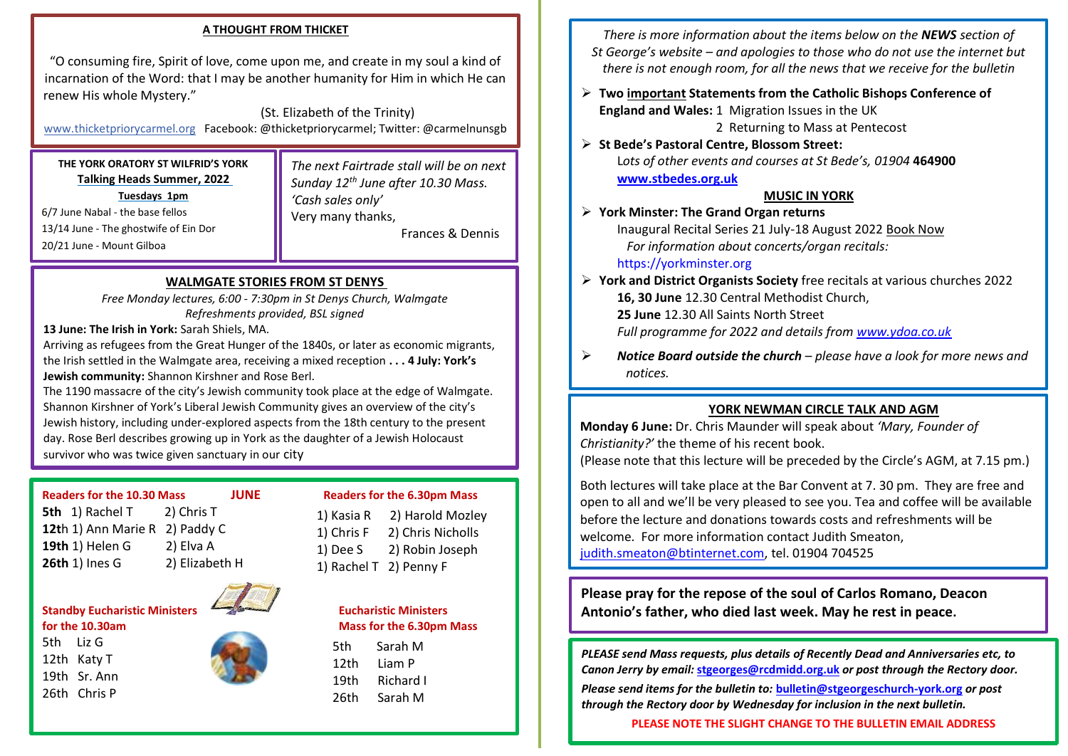## A THOUGHT FROM THICKET

"O consuming fire, Spirit of love, come upon me, and create in my soul a kind of incarnation of the Word: that I may be another humanity for Him in which He can renew His whole Mystery."

(St. Elizabeth of the Trinity)

www.thicketpriorycarmel.org Facebook: @thicketpriorycarmel; Twitter: @carmelnunsgb

**THE YORK ORATORY ST WILFRID'S YORK**

**Talking Heads Summer, 2022**

**Tuesdays 1pm**

6/7 June Nabal - the base fellos

13/14 June - The ghostwife of Ein Dor

20/21 June - Mount Gilboa

*The next Fairtrade stall will be on next Sunday 12th June after 10.30 Mass. 'Cash sales only'*

Very many thanks,

Frances & Dennis

## WALMGATE STORIES FROM ST DENYS

*Free Monday lectures, 6:00 - 7:30pm in St Denys Church, Walmgate*
*Refreshments provided, BSL signed*

**13 June: The Irish in York:** Sarah Shiels, MA.

Arriving as refugees from the Great Hunger of the 1840s, or later as economic migrants, the Irish settled in the Walmgate area, receiving a mixed reception **. . . 4 July: York's Jewish community:** Shannon Kirshner and Rose Berl.

The 1190 massacre of the city's Jewish community took place at the edge of Walmgate. Shannon Kirshner of York's Liberal Jewish Community gives an overview of the city's Jewish history, including under-explored aspects from the 18th century to the present day. Rose Berl describes growing up in York as the daughter of a Jewish Holocaust survivor who was twice given sanctuary in our city

**Readers for the 10.30 Mass — JUNE**

**5th** 1) Rachel T 2) Chris T
**12th** 1) Ann Marie R 2) Paddy C
**19th** 1) Helen G 2) Elva A
**26th** 1) Ines G 2) Elizabeth H

**Readers for the 6.30pm Mass**

1) Kasia R 2) Harold Mozley
1) Chris F 2) Chris Nicholls
1) Dee S 2) Robin Joseph
1) Rachel T 2) Penny F

**Standby Eucharistic Ministers for the 10.30am**

5th Liz G
12th Katy T
19th Sr. Ann
26th Chris P

**Eucharistic Ministers Mass for the 6.30pm Mass**

5th Sarah M
12th Liam P
19th Richard I
26th Sarah M

*There is more information about the items below on the **NEWS** section of St George's website – and apologies to those who do not use the internet but there is not enough room, for all the news that we receive for the bulletin*

- **Two important Statements from the Catholic Bishops Conference of England and Wales:** 1 Migration Issues in the UK
  2 Returning to Mass at Pentecost
- **St Bede's Pastoral Centre, Blossom Street:**
  Lots of other events and courses at St Bede's, 01904 **464900**
  **www.stbedes.org.uk**

**MUSIC IN YORK**

- **York Minster: The Grand Organ returns**
  Inaugural Recital Series 21 July-18 August 2022 Book Now
  *For information about concerts/organ recitals:*
  https://yorkminster.org
- **York and District Organists Society** free recitals at various churches 2022
  **16, 30 June** 12.30 Central Methodist Church,
  **25 June** 12.30 All Saints North Street
  *Full programme for 2022 and details from* www.ydoa.co.uk
- ***Notice Board outside the church*** *– please have a look for more news and notices.*

## YORK NEWMAN CIRCLE TALK AND AGM

**Monday 6 June:** Dr. Chris Maunder will speak about *'Mary, Founder of Christianity?'* the theme of his recent book.
(Please note that this lecture will be preceded by the Circle's AGM, at 7.15 pm.)

Both lectures will take place at the Bar Convent at 7. 30 pm. They are free and open to all and we'll be very pleased to see you. Tea and coffee will be available before the lecture and donations towards costs and refreshments will be welcome. For more information contact Judith Smeaton, judith.smeaton@btinternet.com, tel. 01904 704525

**Please pray for the repose of the soul of Carlos Romano, Deacon Antonio's father, who died last week. May he rest in peace.**

***PLEASE send Mass requests, plus details of Recently Dead and Anniversaries etc, to Canon Jerry by email: stgeorges@rcdmidd.org.uk or post through the Rectory door.***

***Please send items for the bulletin to: bulletin@stgeorgeschurch-york.org or post through the Rectory door by Wednesday for inclusion in the next bulletin.***

**PLEASE NOTE THE SLIGHT CHANGE TO THE BULLETIN EMAIL ADDRESS**